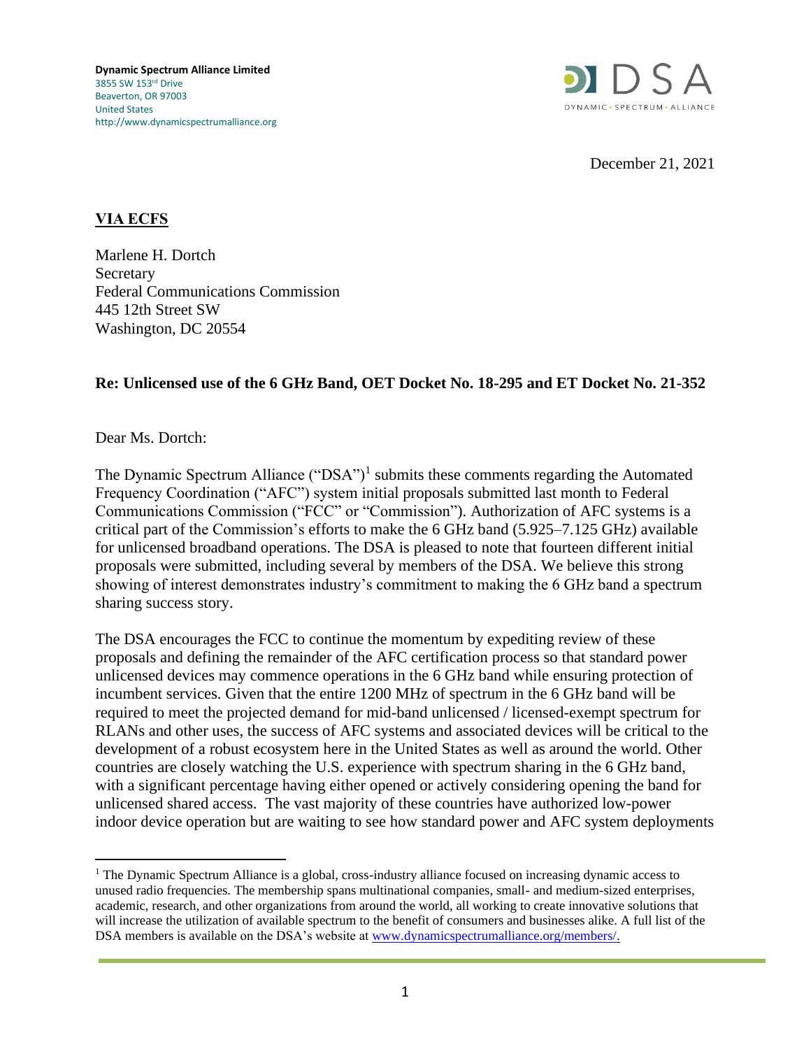**Dynamic Spectrum Alliance Limited**
3855 SW 153rd Drive
Beaverton, OR 97003
United States
http://www.dynamicspectrumalliance.org

DSA
DYNAMIC • SPECTRUM • ALLIANCE

December 21, 2021

**VIA ECFS**

Marlene H. Dortch
Secretary
Federal Communications Commission
445 12th Street SW
Washington, DC 20554

**Re: Unlicensed use of the 6 GHz Band, OET Docket No. 18-295 and ET Docket No. 21-352**

Dear Ms. Dortch:

The Dynamic Spectrum Alliance ("DSA")[1] submits these comments regarding the Automated Frequency Coordination ("AFC") system initial proposals submitted last month to Federal Communications Commission ("FCC" or "Commission"). Authorization of AFC systems is a critical part of the Commission's efforts to make the 6 GHz band (5.925–7.125 GHz) available for unlicensed broadband operations. The DSA is pleased to note that fourteen different initial proposals were submitted, including several by members of the DSA. We believe this strong showing of interest demonstrates industry's commitment to making the 6 GHz band a spectrum sharing success story.

The DSA encourages the FCC to continue the momentum by expediting review of these proposals and defining the remainder of the AFC certification process so that standard power unlicensed devices may commence operations in the 6 GHz band while ensuring protection of incumbent services. Given that the entire 1200 MHz of spectrum in the 6 GHz band will be required to meet the projected demand for mid-band unlicensed / licensed-exempt spectrum for RLANs and other uses, the success of AFC systems and associated devices will be critical to the development of a robust ecosystem here in the United States as well as around the world. Other countries are closely watching the U.S. experience with spectrum sharing in the 6 GHz band, with a significant percentage having either opened or actively considering opening the band for unlicensed shared access. The vast majority of these countries have authorized low-power indoor device operation but are waiting to see how standard power and AFC system deployments

[1] The Dynamic Spectrum Alliance is a global, cross-industry alliance focused on increasing dynamic access to unused radio frequencies. The membership spans multinational companies, small- and medium-sized enterprises, academic, research, and other organizations from around the world, all working to create innovative solutions that will increase the utilization of available spectrum to the benefit of consumers and businesses alike. A full list of the DSA members is available on the DSA's website at www.dynamicspectrumalliance.org/members/.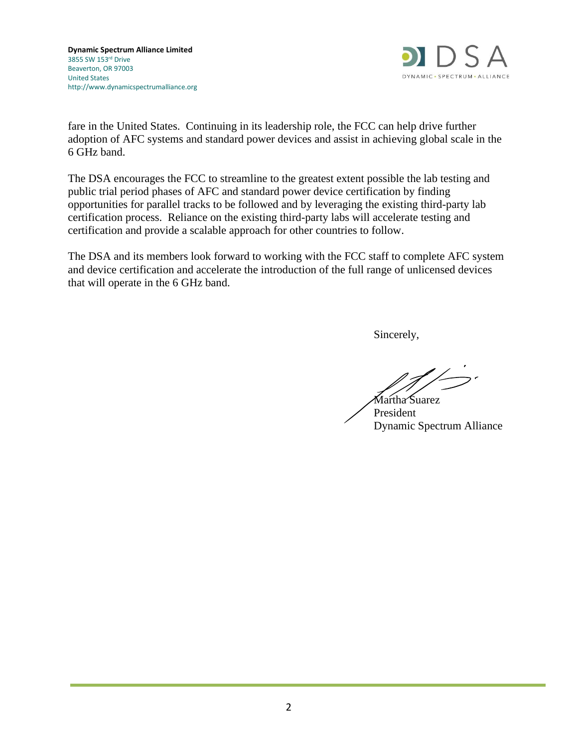**Dynamic Spectrum Alliance Limited**
3855 SW 153rd Drive
Beaverton, OR 97003
United States
http://www.dynamicspectrumalliance.org

fare in the United States. Continuing in its leadership role, the FCC can help drive further adoption of AFC systems and standard power devices and assist in achieving global scale in the 6 GHz band.

The DSA encourages the FCC to streamline to the greatest extent possible the lab testing and public trial period phases of AFC and standard power device certification by finding opportunities for parallel tracks to be followed and by leveraging the existing third-party lab certification process. Reliance on the existing third-party labs will accelerate testing and certification and provide a scalable approach for other countries to follow.

The DSA and its members look forward to working with the FCC staff to complete AFC system and device certification and accelerate the introduction of the full range of unlicensed devices that will operate in the 6 GHz band.

Sincerely,

Martha Suarez
President
Dynamic Spectrum Alliance